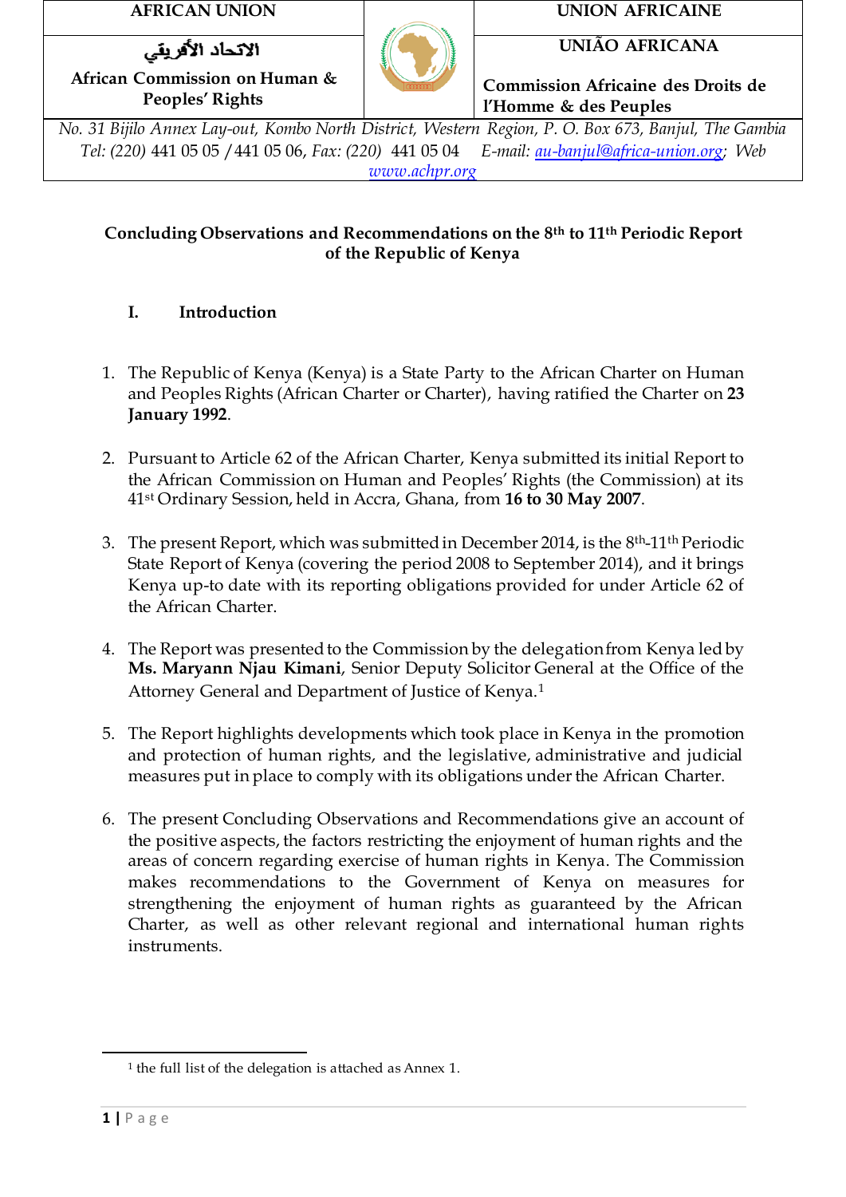| AFRICAN UNION | | UNION AFRICAINE |
|---|---|---|
| الاتحاد الأفريقي<br>African Commission on Human & Peoples' Rights | | UNIÃO AFRICANA<br>Commission Africaine des Droits de l'Homme & des Peuples |

*No. 31 Bijilo Annex Lay-out, Kombo North District, Western Region, P. O. Box 673, Banjul, The Gambia*
*Tel: (220) 441 05 05 / 441 05 06, Fax: (220) 441 05 04 E-mail: au-banjul@africa-union.org; Web www.achpr.org*

**Concluding Observations and Recommendations on the 8th to 11th Periodic Report of the Republic of Kenya**

## I. Introduction

1. The Republic of Kenya (Kenya) is a State Party to the African Charter on Human and Peoples Rights (African Charter or Charter), having ratified the Charter on **23 January 1992**.

2. Pursuant to Article 62 of the African Charter, Kenya submitted its initial Report to the African Commission on Human and Peoples' Rights (the Commission) at its 41st Ordinary Session, held in Accra, Ghana, from **16 to 30 May 2007**.

3. The present Report, which was submitted in December 2014, is the 8th-11th Periodic State Report of Kenya (covering the period 2008 to September 2014), and it brings Kenya up-to date with its reporting obligations provided for under Article 62 of the African Charter.

4. The Report was presented to the Commission by the delegation from Kenya led by **Ms. Maryann Njau Kimani**, Senior Deputy Solicitor General at the Office of the Attorney General and Department of Justice of Kenya.[1]

5. The Report highlights developments which took place in Kenya in the promotion and protection of human rights, and the legislative, administrative and judicial measures put in place to comply with its obligations under the African Charter.

6. The present Concluding Observations and Recommendations give an account of the positive aspects, the factors restricting the enjoyment of human rights and the areas of concern regarding exercise of human rights in Kenya. The Commission makes recommendations to the Government of Kenya on measures for strengthening the enjoyment of human rights as guaranteed by the African Charter, as well as other relevant regional and international human rights instruments.

---

[1] the full list of the delegation is attached as Annex 1.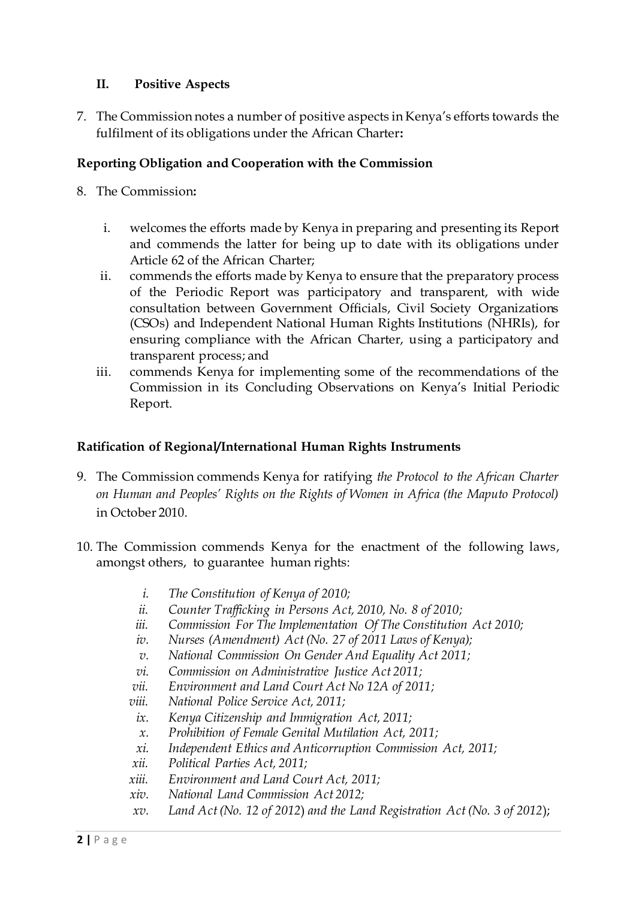## II. Positive Aspects

7. The Commission notes a number of positive aspects in Kenya's efforts towards the fulfilment of its obligations under the African Charter:

### Reporting Obligation and Cooperation with the Commission

8. The Commission:

   i. welcomes the efforts made by Kenya in preparing and presenting its Report and commends the latter for being up to date with its obligations under Article 62 of the African Charter;
   
   ii. commends the efforts made by Kenya to ensure that the preparatory process of the Periodic Report was participatory and transparent, with wide consultation between Government Officials, Civil Society Organizations (CSOs) and Independent National Human Rights Institutions (NHRIs), for ensuring compliance with the African Charter, using a participatory and transparent process; and
   
   iii. commends Kenya for implementing some of the recommendations of the Commission in its Concluding Observations on Kenya's Initial Periodic Report.

### Ratification of Regional/International Human Rights Instruments

9. The Commission commends Kenya for ratifying *the Protocol to the African Charter on Human and Peoples' Rights on the Rights of Women in Africa (the Maputo Protocol)* in October 2010.

10. The Commission commends Kenya for the enactment of the following laws, amongst others, to guarantee human rights:

    i. *The Constitution of Kenya of 2010;*
    
    ii. *Counter Trafficking in Persons Act, 2010, No. 8 of 2010;*
    
    iii. *Commission For The Implementation Of The Constitution Act 2010;*
    
    iv. *Nurses (Amendment) Act (No. 27 of 2011 Laws of Kenya);*
    
    v. *National Commission On Gender And Equality Act 2011;*
    
    vi. *Commission on Administrative Justice Act 2011;*
    
    vii. *Environment and Land Court Act No 12A of 2011;*
    
    viii. *National Police Service Act, 2011;*
    
    ix. *Kenya Citizenship and Immigration Act, 2011;*
    
    x. *Prohibition of Female Genital Mutilation Act, 2011;*
    
    xi. *Independent Ethics and Anticorruption Commission Act, 2011;*
    
    xii. *Political Parties Act, 2011;*
    
    xiii. *Environment and Land Court Act, 2011;*
    
    xiv. *National Land Commission Act 2012;*
    
    xv. *Land Act (No. 12 of 2012) and the Land Registration Act (No. 3 of 2012)*;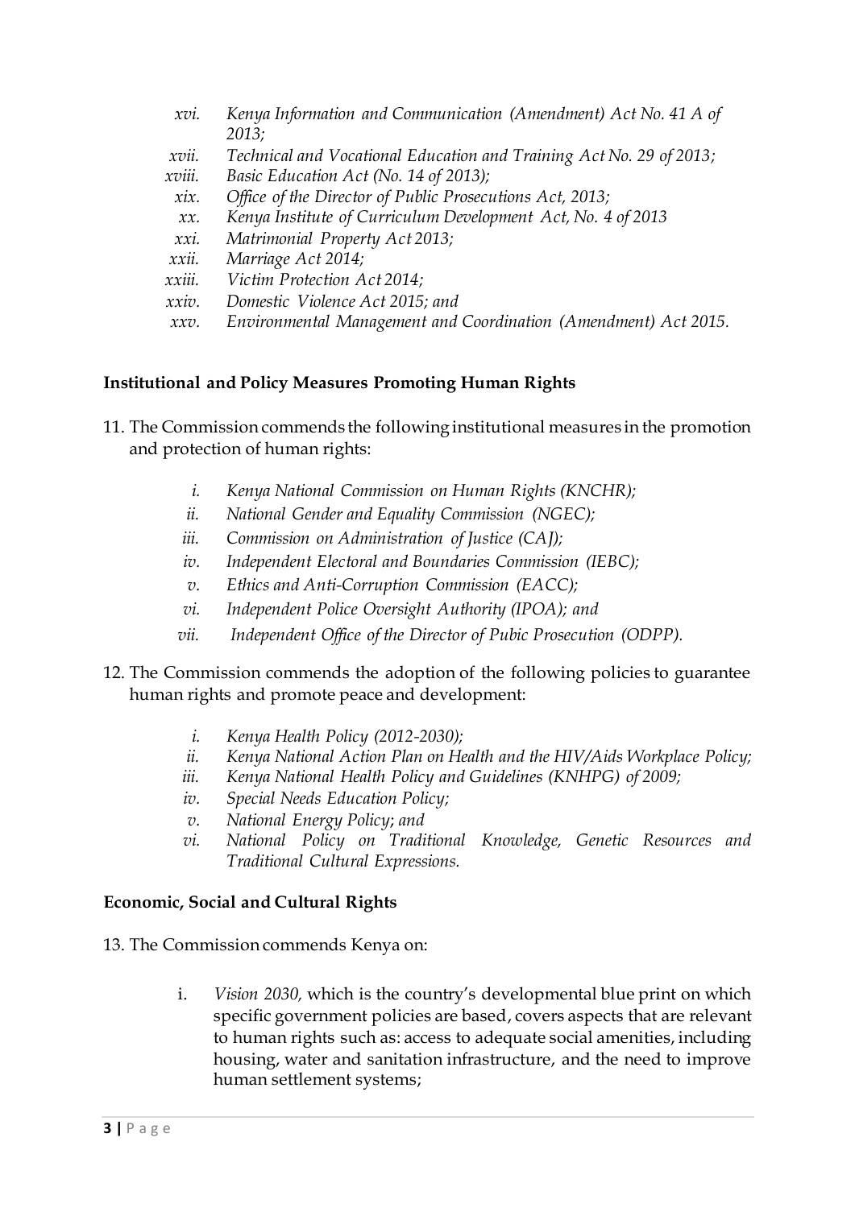- xvi. *Kenya Information and Communication (Amendment) Act No. 41 A of 2013;*
- xvii. *Technical and Vocational Education and Training Act No. 29 of 2013;*
- xviii. *Basic Education Act (No. 14 of 2013);*
- xix. *Office of the Director of Public Prosecutions Act, 2013;*
- xx. *Kenya Institute of Curriculum Development Act, No. 4 of 2013*
- xxi. *Matrimonial Property Act 2013;*
- xxii. *Marriage Act 2014;*
- xxiii. *Victim Protection Act 2014;*
- xxiv. *Domestic Violence Act 2015; and*
- xxv. *Environmental Management and Coordination (Amendment) Act 2015.*

**Institutional and Policy Measures Promoting Human Rights**

11. The Commission commends the following institutional measures in the promotion and protection of human rights:

    - i. *Kenya National Commission on Human Rights (KNCHR);*
    - ii. *National Gender and Equality Commission (NGEC);*
    - iii. *Commission on Administration of Justice (CAJ);*
    - iv. *Independent Electoral and Boundaries Commission (IEBC);*
    - v. *Ethics and Anti-Corruption Commission (EACC);*
    - vi. *Independent Police Oversight Authority (IPOA); and*
    - vii. *Independent Office of the Director of Pubic Prosecution (ODPP).*

12. The Commission commends the adoption of the following policies to guarantee human rights and promote peace and development:

    - i. *Kenya Health Policy (2012-2030);*
    - ii. *Kenya National Action Plan on Health and the HIV/Aids Workplace Policy;*
    - iii. *Kenya National Health Policy and Guidelines (KNHPG) of 2009;*
    - iv. *Special Needs Education Policy;*
    - v. *National Energy Policy; and*
    - vi. *National Policy on Traditional Knowledge, Genetic Resources and Traditional Cultural Expressions.*

**Economic, Social and Cultural Rights**

13. The Commission commends Kenya on:

    - i. *Vision 2030,* which is the country's developmental blue print on which specific government policies are based, covers aspects that are relevant to human rights such as: access to adequate social amenities, including housing, water and sanitation infrastructure, and the need to improve human settlement systems;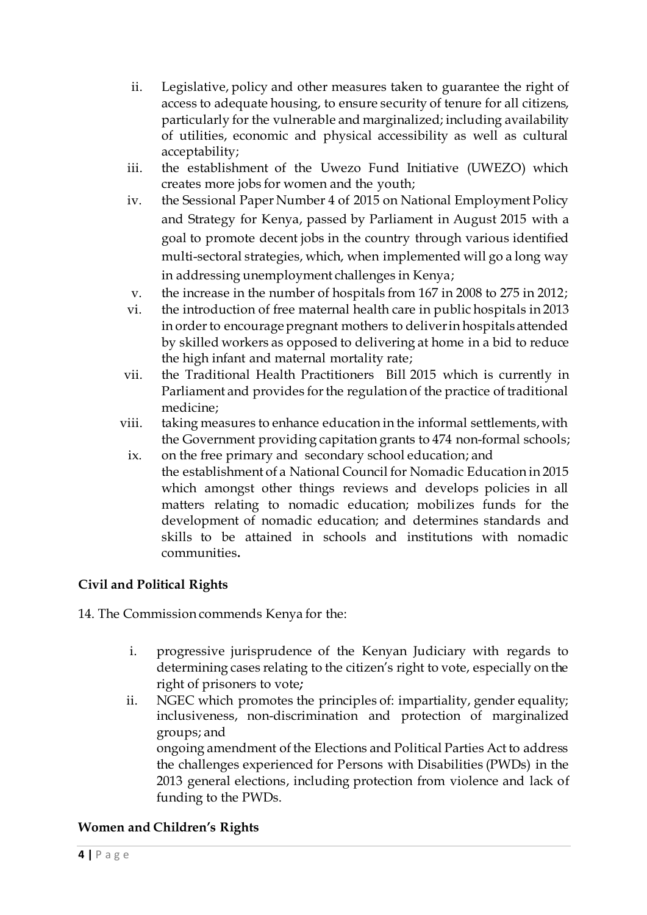ii. Legislative, policy and other measures taken to guarantee the right of access to adequate housing, to ensure security of tenure for all citizens, particularly for the vulnerable and marginalized; including availability of utilities, economic and physical accessibility as well as cultural acceptability;
iii. the establishment of the Uwezo Fund Initiative (UWEZO) which creates more jobs for women and the youth;
iv. the Sessional Paper Number 4 of 2015 on National Employment Policy and Strategy for Kenya, passed by Parliament in August 2015 with a goal to promote decent jobs in the country through various identified multi-sectoral strategies, which, when implemented will go a long way in addressing unemployment challenges in Kenya;
v. the increase in the number of hospitals from 167 in 2008 to 275 in 2012;
vi. the introduction of free maternal health care in public hospitals in 2013 in order to encourage pregnant mothers to deliver in hospitals attended by skilled workers as opposed to delivering at home in a bid to reduce the high infant and maternal mortality rate;
vii. the Traditional Health Practitioners Bill 2015 which is currently in Parliament and provides for the regulation of the practice of traditional medicine;
viii. taking measures to enhance education in the informal settlements, with the Government providing capitation grants to 474 non-formal schools;
ix. on the free primary and secondary school education; and
the establishment of a National Council for Nomadic Education in 2015 which amongst other things reviews and develops policies in all matters relating to nomadic education; mobilizes funds for the development of nomadic education; and determines standards and skills to be attained in schools and institutions with nomadic communities**.**

**Civil and Political Rights**

14. The Commission commends Kenya for the:

i. progressive jurisprudence of the Kenyan Judiciary with regards to determining cases relating to the citizen's right to vote, especially on the right of prisoners to vote**;**
ii. NGEC which promotes the principles of: impartiality, gender equality; inclusiveness, non-discrimination and protection of marginalized groups; and
ongoing amendment of the Elections and Political Parties Act to address the challenges experienced for Persons with Disabilities (PWDs) in the 2013 general elections, including protection from violence and lack of funding to the PWDs.

**Women and Children's Rights**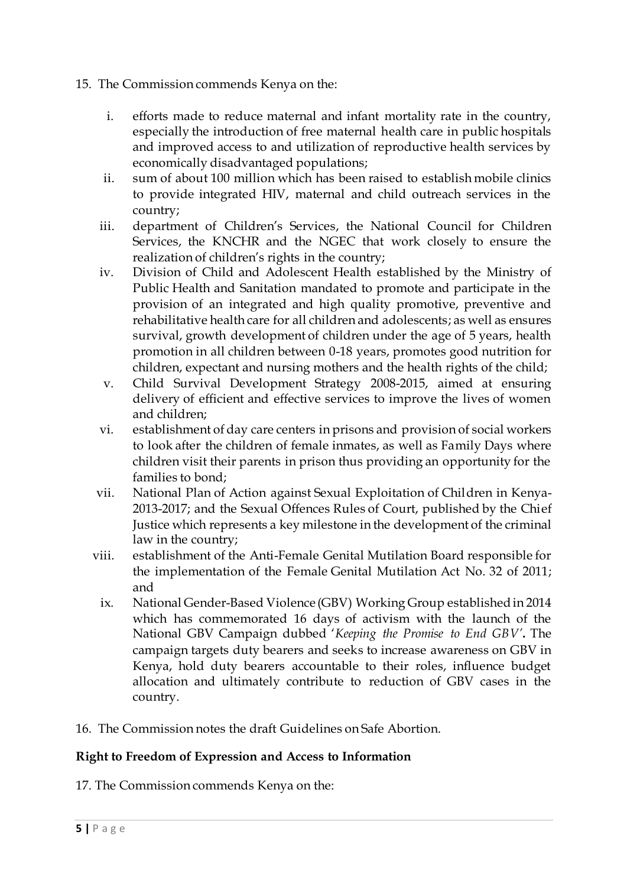15. The Commission commends Kenya on the:

    i. efforts made to reduce maternal and infant mortality rate in the country, especially the introduction of free maternal health care in public hospitals and improved access to and utilization of reproductive health services by economically disadvantaged populations;
    ii. sum of about 100 million which has been raised to establish mobile clinics to provide integrated HIV, maternal and child outreach services in the country;
    iii. department of Children's Services, the National Council for Children Services, the KNCHR and the NGEC that work closely to ensure the realization of children's rights in the country;
    iv. Division of Child and Adolescent Health established by the Ministry of Public Health and Sanitation mandated to promote and participate in the provision of an integrated and high quality promotive, preventive and rehabilitative health care for all children and adolescents; as well as ensures survival, growth development of children under the age of 5 years, health promotion in all children between 0-18 years, promotes good nutrition for children, expectant and nursing mothers and the health rights of the child;
    v. Child Survival Development Strategy 2008-2015, aimed at ensuring delivery of efficient and effective services to improve the lives of women and children;
    vi. establishment of day care centers in prisons and provision of social workers to look after the children of female inmates, as well as Family Days where children visit their parents in prison thus providing an opportunity for the families to bond;
    vii. National Plan of Action against Sexual Exploitation of Children in Kenya-2013-2017; and the Sexual Offences Rules of Court, published by the Chief Justice which represents a key milestone in the development of the criminal law in the country;
    viii. establishment of the Anti-Female Genital Mutilation Board responsible for the implementation of the Female Genital Mutilation Act No. 32 of 2011; and
    ix. National Gender-Based Violence (GBV) Working Group established in 2014 which has commemorated 16 days of activism with the launch of the National GBV Campaign dubbed '*Keeping the Promise to End GBV*'**.** The campaign targets duty bearers and seeks to increase awareness on GBV in Kenya, hold duty bearers accountable to their roles, influence budget allocation and ultimately contribute to reduction of GBV cases in the country.

16. The Commission notes the draft Guidelines on Safe Abortion.

**Right to Freedom of Expression and Access to Information**

17. The Commission commends Kenya on the: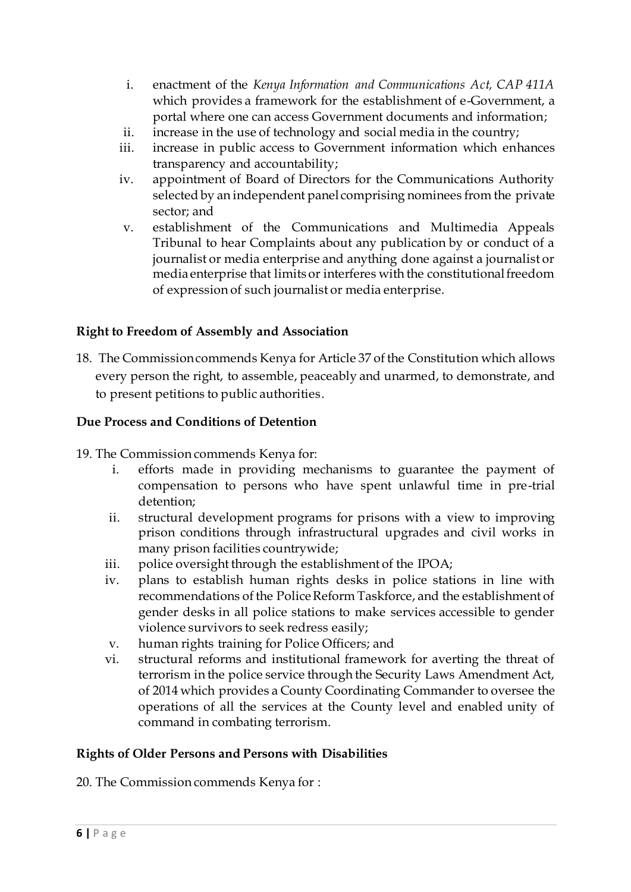i. enactment of the *Kenya Information and Communications Act, CAP 411A* which provides a framework for the establishment of e-Government, a portal where one can access Government documents and information;
ii. increase in the use of technology and social media in the country;
iii. increase in public access to Government information which enhances transparency and accountability;
iv. appointment of Board of Directors for the Communications Authority selected by an independent panel comprising nominees from the private sector; and
v. establishment of the Communications and Multimedia Appeals Tribunal to hear Complaints about any publication by or conduct of a journalist or media enterprise and anything done against a journalist or media enterprise that limits or interferes with the constitutional freedom of expression of such journalist or media enterprise.

**Right to Freedom of Assembly and Association**

18. The Commission commends Kenya for Article 37 of the Constitution which allows every person the right, to assemble, peaceably and unarmed, to demonstrate, and to present petitions to public authorities.

**Due Process and Conditions of Detention**

19. The Commission commends Kenya for:
    i. efforts made in providing mechanisms to guarantee the payment of compensation to persons who have spent unlawful time in pre-trial detention;
    ii. structural development programs for prisons with a view to improving prison conditions through infrastructural upgrades and civil works in many prison facilities countrywide;
    iii. police oversight through the establishment of the IPOA;
    iv. plans to establish human rights desks in police stations in line with recommendations of the Police Reform Taskforce, and the establishment of gender desks in all police stations to make services accessible to gender violence survivors to seek redress easily;
    v. human rights training for Police Officers; and
    vi. structural reforms and institutional framework for averting the threat of terrorism in the police service through the Security Laws Amendment Act, of 2014 which provides a County Coordinating Commander to oversee the operations of all the services at the County level and enabled unity of command in combating terrorism.

**Rights of Older Persons and Persons with Disabilities**

20. The Commission commends Kenya for :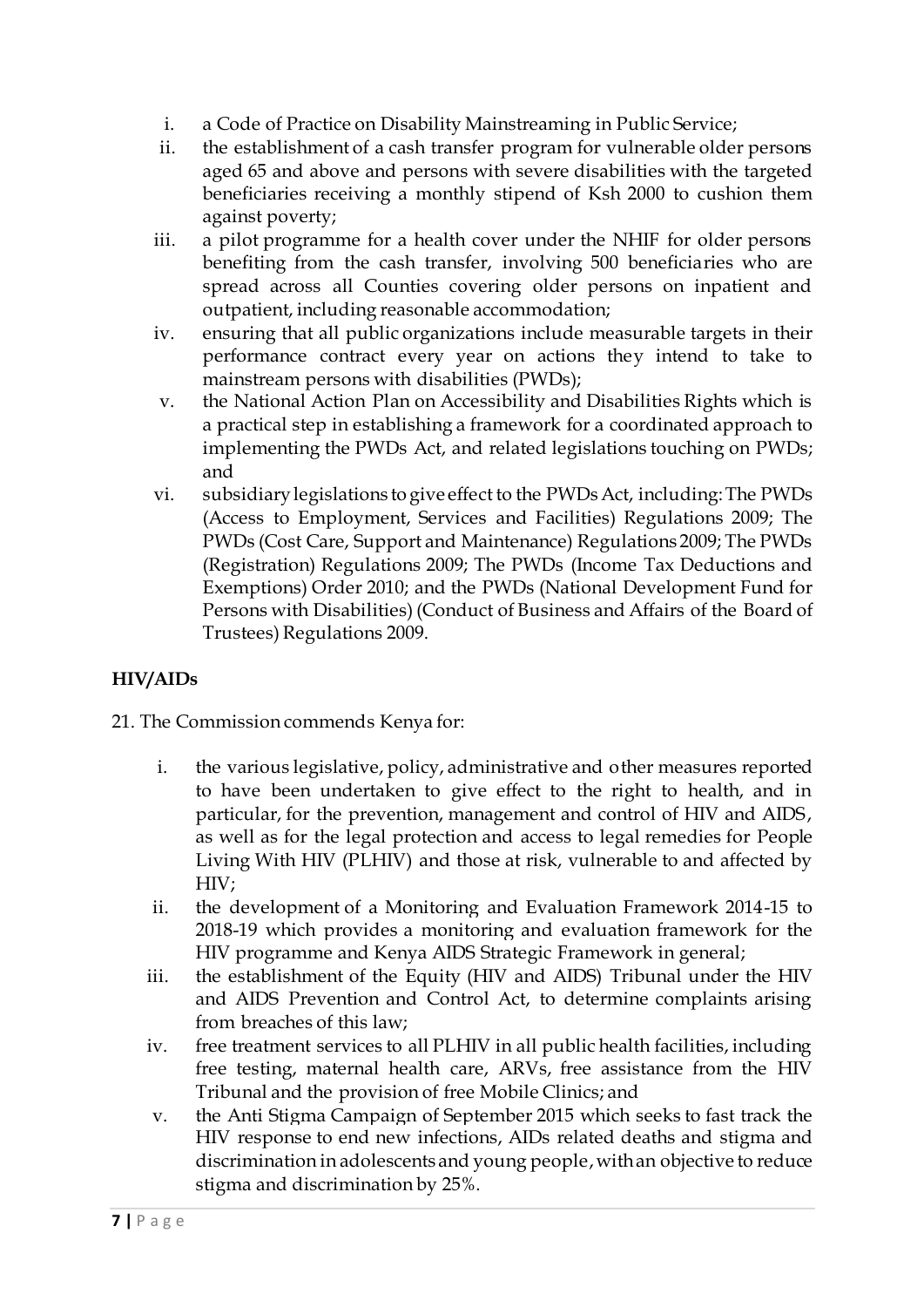i. a Code of Practice on Disability Mainstreaming in Public Service;
ii. the establishment of a cash transfer program for vulnerable older persons aged 65 and above and persons with severe disabilities with the targeted beneficiaries receiving a monthly stipend of Ksh 2000 to cushion them against poverty;
iii. a pilot programme for a health cover under the NHIF for older persons benefiting from the cash transfer, involving 500 beneficiaries who are spread across all Counties covering older persons on inpatient and outpatient, including reasonable accommodation;
iv. ensuring that all public organizations include measurable targets in their performance contract every year on actions they intend to take to mainstream persons with disabilities (PWDs);
v. the National Action Plan on Accessibility and Disabilities Rights which is a practical step in establishing a framework for a coordinated approach to implementing the PWDs Act, and related legislations touching on PWDs; and
vi. subsidiary legislations to give effect to the PWDs Act, including: The PWDs (Access to Employment, Services and Facilities) Regulations 2009; The PWDs (Cost Care, Support and Maintenance) Regulations 2009; The PWDs (Registration) Regulations 2009; The PWDs (Income Tax Deductions and Exemptions) Order 2010; and the PWDs (National Development Fund for Persons with Disabilities) (Conduct of Business and Affairs of the Board of Trustees) Regulations 2009.

**HIV/AIDs**

21. The Commission commends Kenya for:

i. the various legislative, policy, administrative and other measures reported to have been undertaken to give effect to the right to health, and in particular, for the prevention, management and control of HIV and AIDS, as well as for the legal protection and access to legal remedies for People Living With HIV (PLHIV) and those at risk, vulnerable to and affected by HIV;
ii. the development of a Monitoring and Evaluation Framework 2014-15 to 2018-19 which provides a monitoring and evaluation framework for the HIV programme and Kenya AIDS Strategic Framework in general;
iii. the establishment of the Equity (HIV and AIDS) Tribunal under the HIV and AIDS Prevention and Control Act, to determine complaints arising from breaches of this law;
iv. free treatment services to all PLHIV in all public health facilities, including free testing, maternal health care, ARVs, free assistance from the HIV Tribunal and the provision of free Mobile Clinics; and
v. the Anti Stigma Campaign of September 2015 which seeks to fast track the HIV response to end new infections, AIDs related deaths and stigma and discrimination in adolescents and young people, with an objective to reduce stigma and discrimination by 25%.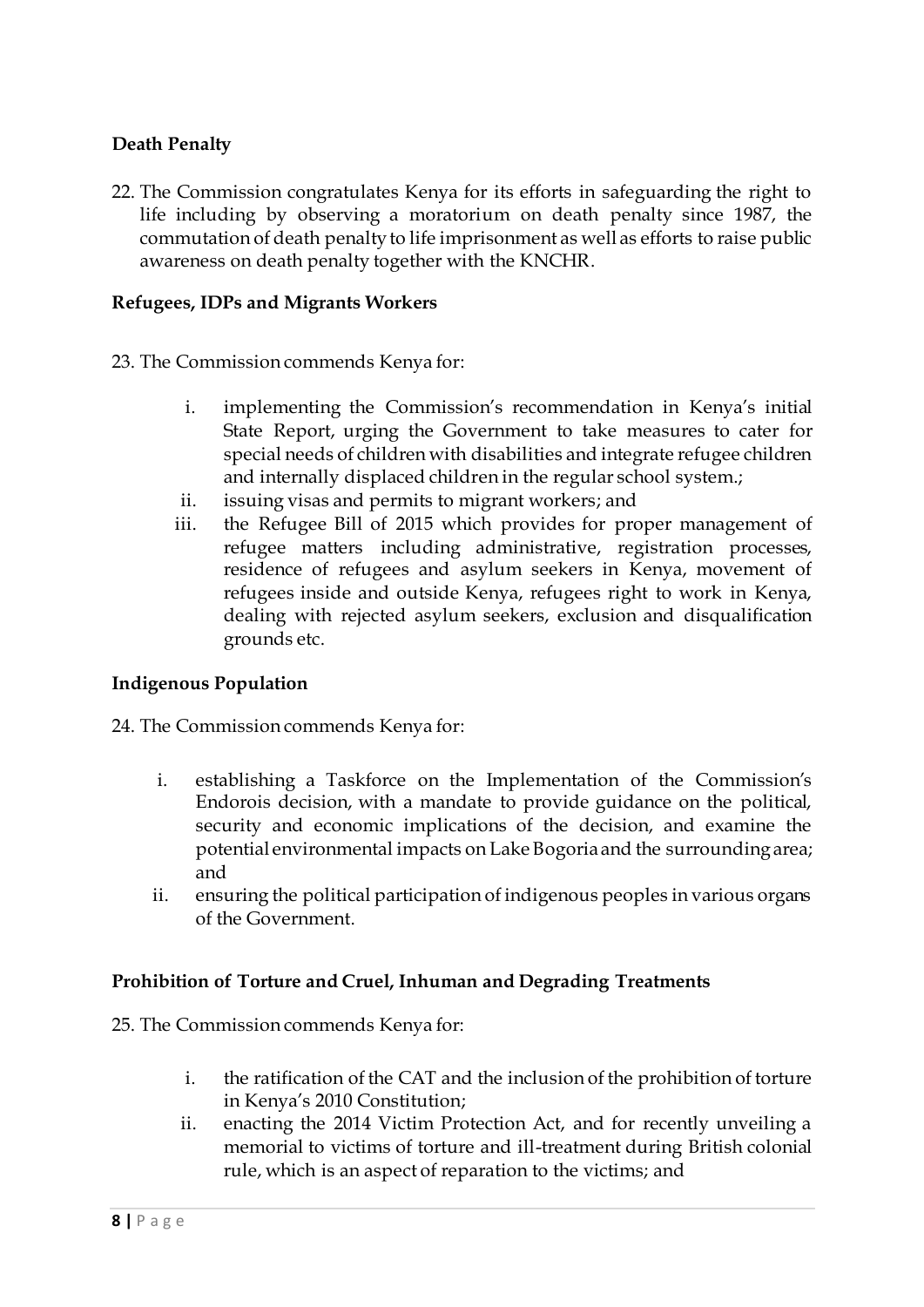**Death Penalty**

22. The Commission congratulates Kenya for its efforts in safeguarding the right to life including by observing a moratorium on death penalty since 1987, the commutation of death penalty to life imprisonment as well as efforts to raise public awareness on death penalty together with the KNCHR.

**Refugees, IDPs and Migrants Workers**

23. The Commission commends Kenya for:

   i. implementing the Commission's recommendation in Kenya's initial State Report, urging the Government to take measures to cater for special needs of children with disabilities and integrate refugee children and internally displaced children in the regular school system.;
   ii. issuing visas and permits to migrant workers; and
   iii. the Refugee Bill of 2015 which provides for proper management of refugee matters including administrative, registration processes, residence of refugees and asylum seekers in Kenya, movement of refugees inside and outside Kenya, refugees right to work in Kenya, dealing with rejected asylum seekers, exclusion and disqualification grounds etc.

**Indigenous Population**

24. The Commission commends Kenya for:

   i. establishing a Taskforce on the Implementation of the Commission's Endorois decision, with a mandate to provide guidance on the political, security and economic implications of the decision, and examine the potential environmental impacts on Lake Bogoria and the surrounding area; and
   ii. ensuring the political participation of indigenous peoples in various organs of the Government.

**Prohibition of Torture and Cruel, Inhuman and Degrading Treatments**

25. The Commission commends Kenya for:

   i. the ratification of the CAT and the inclusion of the prohibition of torture in Kenya's 2010 Constitution;
   ii. enacting the 2014 Victim Protection Act, and for recently unveiling a memorial to victims of torture and ill-treatment during British colonial rule, which is an aspect of reparation to the victims; and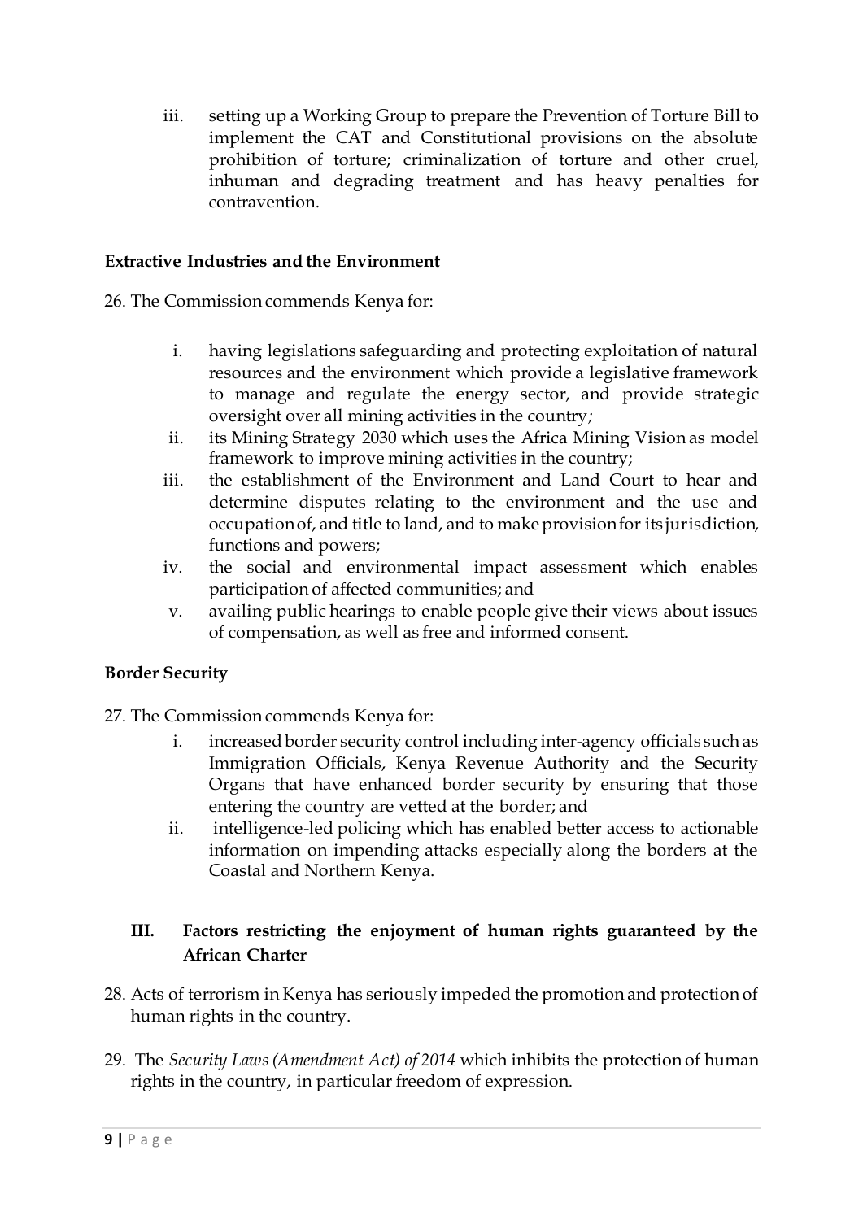iii. setting up a Working Group to prepare the Prevention of Torture Bill to implement the CAT and Constitutional provisions on the absolute prohibition of torture; criminalization of torture and other cruel, inhuman and degrading treatment and has heavy penalties for contravention.

**Extractive Industries and the Environment**

26. The Commission commends Kenya for:

    i. having legislations safeguarding and protecting exploitation of natural resources and the environment which provide a legislative framework to manage and regulate the energy sector, and provide strategic oversight over all mining activities in the country;
    ii. its Mining Strategy 2030 which uses the Africa Mining Vision as model framework to improve mining activities in the country;
    iii. the establishment of the Environment and Land Court to hear and determine disputes relating to the environment and the use and occupation of, and title to land, and to make provision for its jurisdiction, functions and powers;
    iv. the social and environmental impact assessment which enables participation of affected communities; and
    v. availing public hearings to enable people give their views about issues of compensation, as well as free and informed consent.

**Border Security**

27. The Commission commends Kenya for:

    i. increased border security control including inter-agency officials such as Immigration Officials, Kenya Revenue Authority and the Security Organs that have enhanced border security by ensuring that those entering the country are vetted at the border; and
    ii. intelligence-led policing which has enabled better access to actionable information on impending attacks especially along the borders at the Coastal and Northern Kenya.

## III. Factors restricting the enjoyment of human rights guaranteed by the African Charter

28. Acts of terrorism in Kenya has seriously impeded the promotion and protection of human rights in the country.

29. The *Security Laws (Amendment Act) of 2014* which inhibits the protection of human rights in the country, in particular freedom of expression.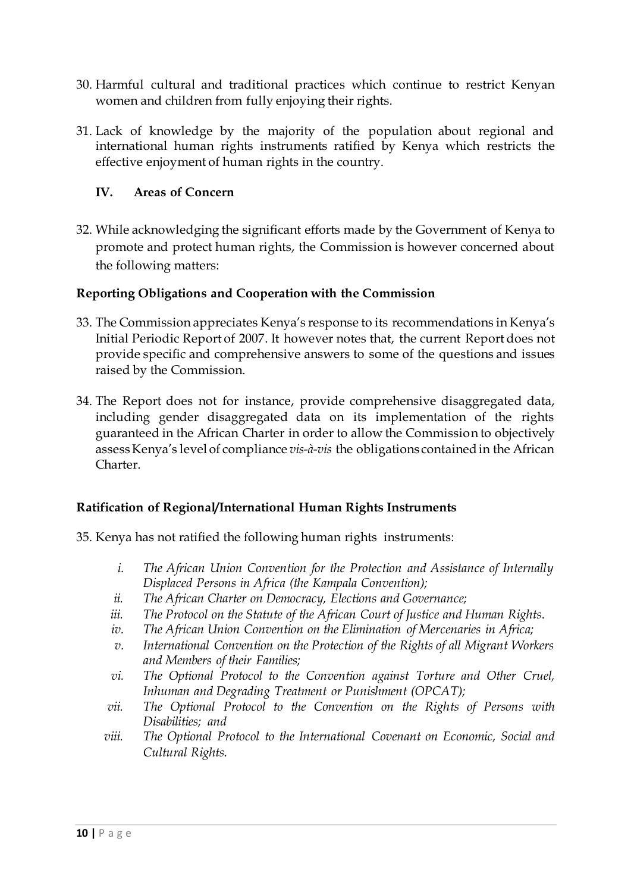30. Harmful cultural and traditional practices which continue to restrict Kenyan women and children from fully enjoying their rights.

31. Lack of knowledge by the majority of the population about regional and international human rights instruments ratified by Kenya which restricts the effective enjoyment of human rights in the country.

## IV. Areas of Concern

32. While acknowledging the significant efforts made by the Government of Kenya to promote and protect human rights, the Commission is however concerned about the following matters:

### Reporting Obligations and Cooperation with the Commission

33. The Commission appreciates Kenya's response to its recommendations in Kenya's Initial Periodic Report of 2007. It however notes that, the current Report does not provide specific and comprehensive answers to some of the questions and issues raised by the Commission.

34. The Report does not for instance, provide comprehensive disaggregated data, including gender disaggregated data on its implementation of the rights guaranteed in the African Charter in order to allow the Commission to objectively assess Kenya's level of compliance *vis-à-vis* the obligations contained in the African Charter.

### Ratification of Regional/International Human Rights Instruments

35. Kenya has not ratified the following human rights instruments:

    i. *The African Union Convention for the Protection and Assistance of Internally Displaced Persons in Africa (the Kampala Convention);*
    ii. *The African Charter on Democracy, Elections and Governance;*
    iii. *The Protocol on the Statute of the African Court of Justice and Human Rights.*
    iv. *The African Union Convention on the Elimination of Mercenaries in Africa;*
    v. *International Convention on the Protection of the Rights of all Migrant Workers and Members of their Families;*
    vi. *The Optional Protocol to the Convention against Torture and Other Cruel, Inhuman and Degrading Treatment or Punishment (OPCAT);*
    vii. *The Optional Protocol to the Convention on the Rights of Persons with Disabilities; and*
    viii. *The Optional Protocol to the International Covenant on Economic, Social and Cultural Rights.*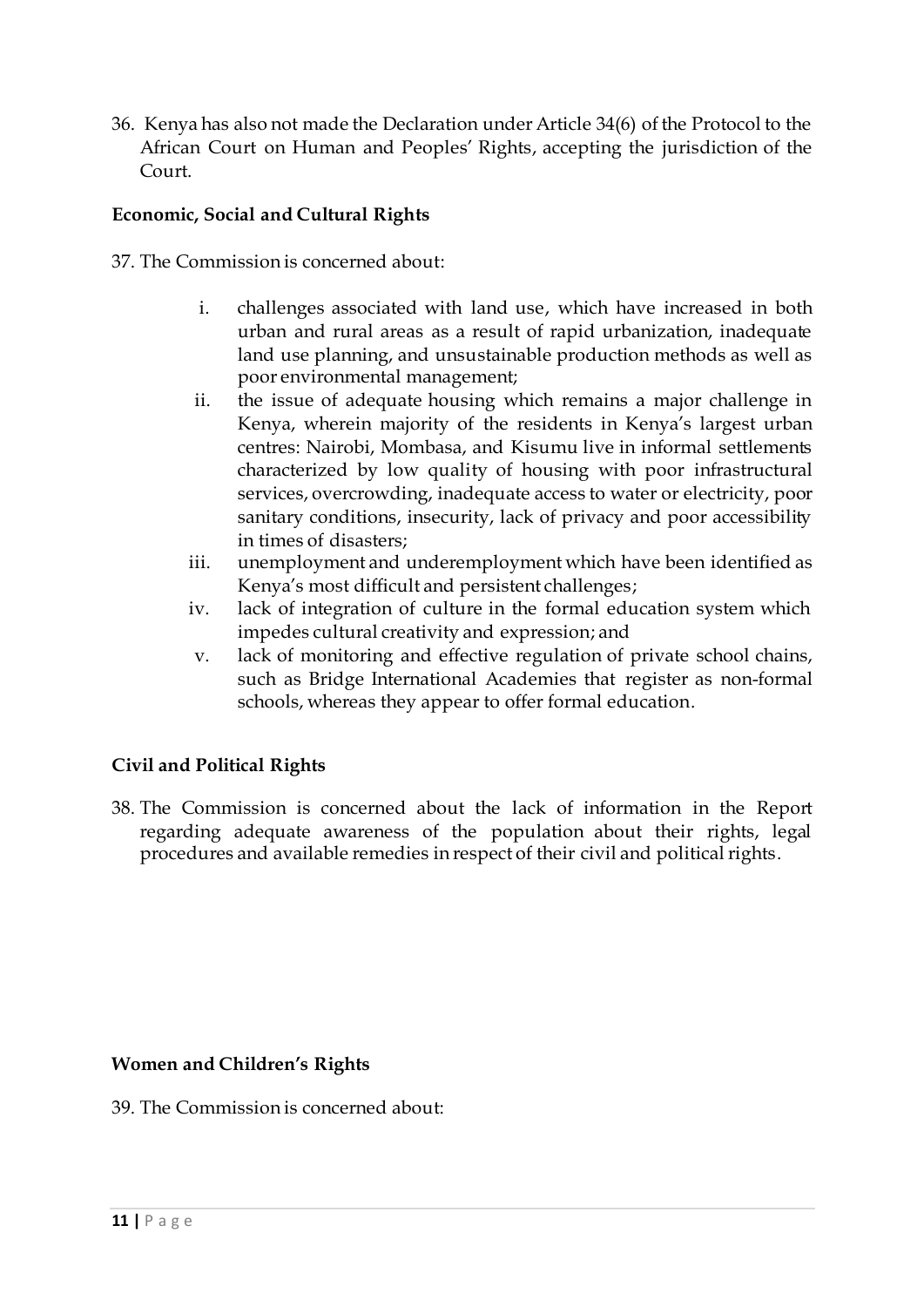36. Kenya has also not made the Declaration under Article 34(6) of the Protocol to the African Court on Human and Peoples' Rights, accepting the jurisdiction of the Court.

**Economic, Social and Cultural Rights**

37. The Commission is concerned about:

i. challenges associated with land use, which have increased in both urban and rural areas as a result of rapid urbanization, inadequate land use planning, and unsustainable production methods as well as poor environmental management;
ii. the issue of adequate housing which remains a major challenge in Kenya, wherein majority of the residents in Kenya's largest urban centres: Nairobi, Mombasa, and Kisumu live in informal settlements characterized by low quality of housing with poor infrastructural services, overcrowding, inadequate access to water or electricity, poor sanitary conditions, insecurity, lack of privacy and poor accessibility in times of disasters;
iii. unemployment and underemployment which have been identified as Kenya's most difficult and persistent challenges;
iv. lack of integration of culture in the formal education system which impedes cultural creativity and expression; and
v. lack of monitoring and effective regulation of private school chains, such as Bridge International Academies that register as non-formal schools, whereas they appear to offer formal education.

**Civil and Political Rights**

38. The Commission is concerned about the lack of information in the Report regarding adequate awareness of the population about their rights, legal procedures and available remedies in respect of their civil and political rights.

**Women and Children's Rights**

39. The Commission is concerned about: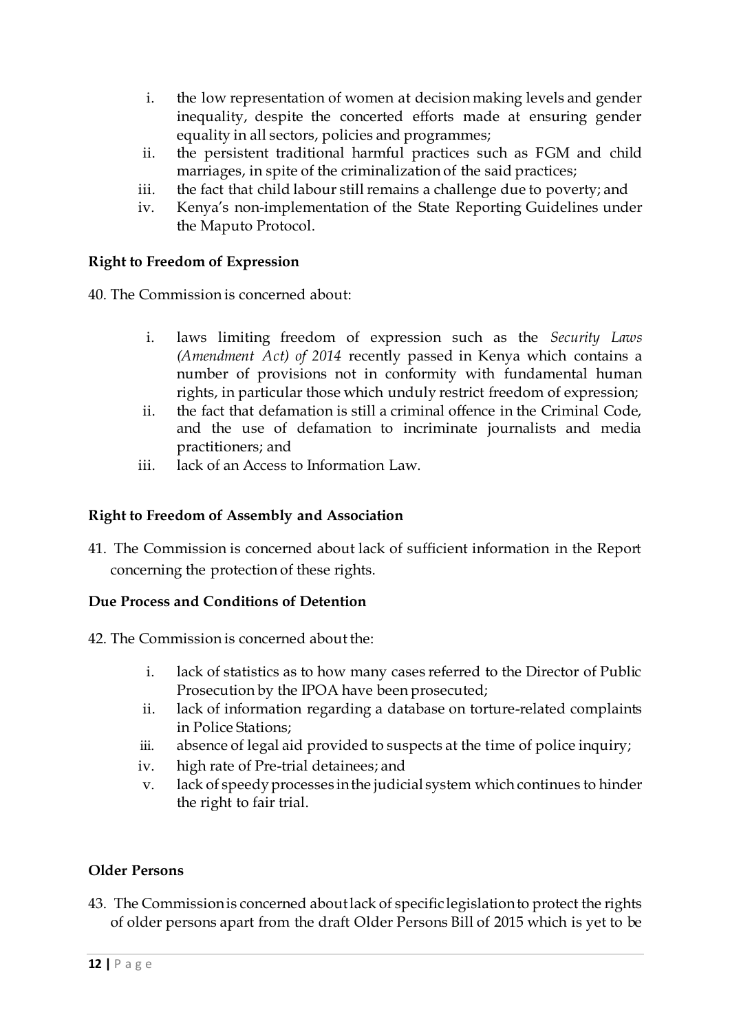i. the low representation of women at decision making levels and gender inequality, despite the concerted efforts made at ensuring gender equality in all sectors, policies and programmes;
ii. the persistent traditional harmful practices such as FGM and child marriages, in spite of the criminalization of the said practices;
iii. the fact that child labour still remains a challenge due to poverty; and
iv. Kenya's non-implementation of the State Reporting Guidelines under the Maputo Protocol.

**Right to Freedom of Expression**

40. The Commission is concerned about:

i. laws limiting freedom of expression such as the *Security Laws (Amendment Act) of 2014* recently passed in Kenya which contains a number of provisions not in conformity with fundamental human rights, in particular those which unduly restrict freedom of expression;
ii. the fact that defamation is still a criminal offence in the Criminal Code, and the use of defamation to incriminate journalists and media practitioners; and
iii. lack of an Access to Information Law.

**Right to Freedom of Assembly and Association**

41. The Commission is concerned about lack of sufficient information in the Report concerning the protection of these rights.

**Due Process and Conditions of Detention**

42. The Commission is concerned about the:

i. lack of statistics as to how many cases referred to the Director of Public Prosecution by the IPOA have been prosecuted;
ii. lack of information regarding a database on torture-related complaints in Police Stations;
iii. absence of legal aid provided to suspects at the time of police inquiry;
iv. high rate of Pre-trial detainees; and
v. lack of speedy processes in the judicial system which continues to hinder the right to fair trial.

**Older Persons**

43. The Commission is concerned about lack of specific legislation to protect the rights of older persons apart from the draft Older Persons Bill of 2015 which is yet to be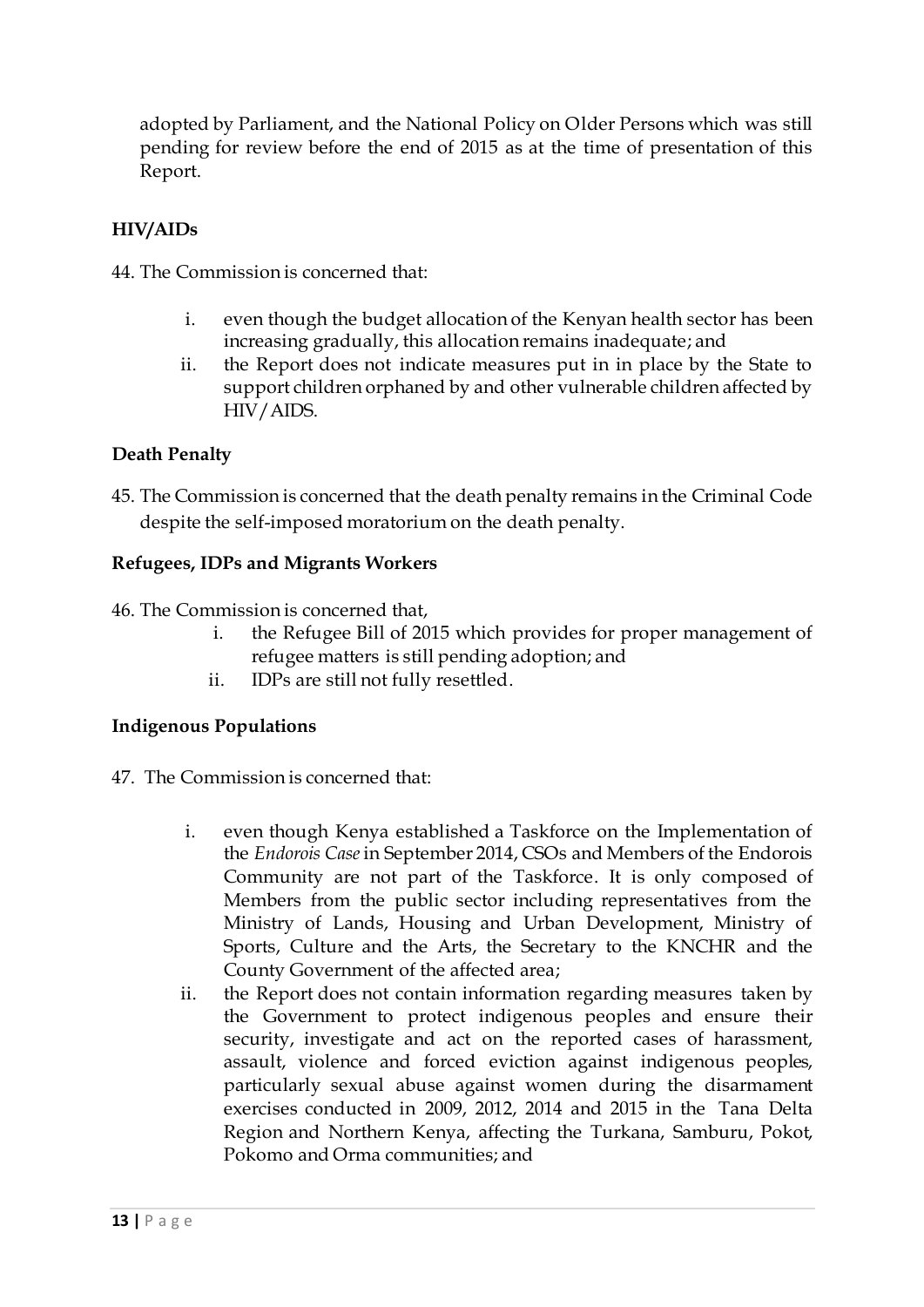adopted by Parliament, and the National Policy on Older Persons which was still pending for review before the end of 2015 as at the time of presentation of this Report.

**HIV/AIDs**

44. The Commission is concerned that:

    i. even though the budget allocation of the Kenyan health sector has been increasing gradually, this allocation remains inadequate; and
    ii. the Report does not indicate measures put in in place by the State to support children orphaned by and other vulnerable children affected by HIV/AIDS.

**Death Penalty**

45. The Commission is concerned that the death penalty remains in the Criminal Code despite the self-imposed moratorium on the death penalty.

**Refugees, IDPs and Migrants Workers**

46. The Commission is concerned that,
    i. the Refugee Bill of 2015 which provides for proper management of refugee matters is still pending adoption; and
    ii. IDPs are still not fully resettled.

**Indigenous Populations**

47. The Commission is concerned that:

    i. even though Kenya established a Taskforce on the Implementation of the *Endorois Case* in September 2014, CSOs and Members of the Endorois Community are not part of the Taskforce. It is only composed of Members from the public sector including representatives from the Ministry of Lands, Housing and Urban Development, Ministry of Sports, Culture and the Arts, the Secretary to the KNCHR and the County Government of the affected area;
    ii. the Report does not contain information regarding measures taken by the Government to protect indigenous peoples and ensure their security, investigate and act on the reported cases of harassment, assault, violence and forced eviction against indigenous peoples, particularly sexual abuse against women during the disarmament exercises conducted in 2009, 2012, 2014 and 2015 in the Tana Delta Region and Northern Kenya, affecting the Turkana, Samburu, Pokot, Pokomo and Orma communities; and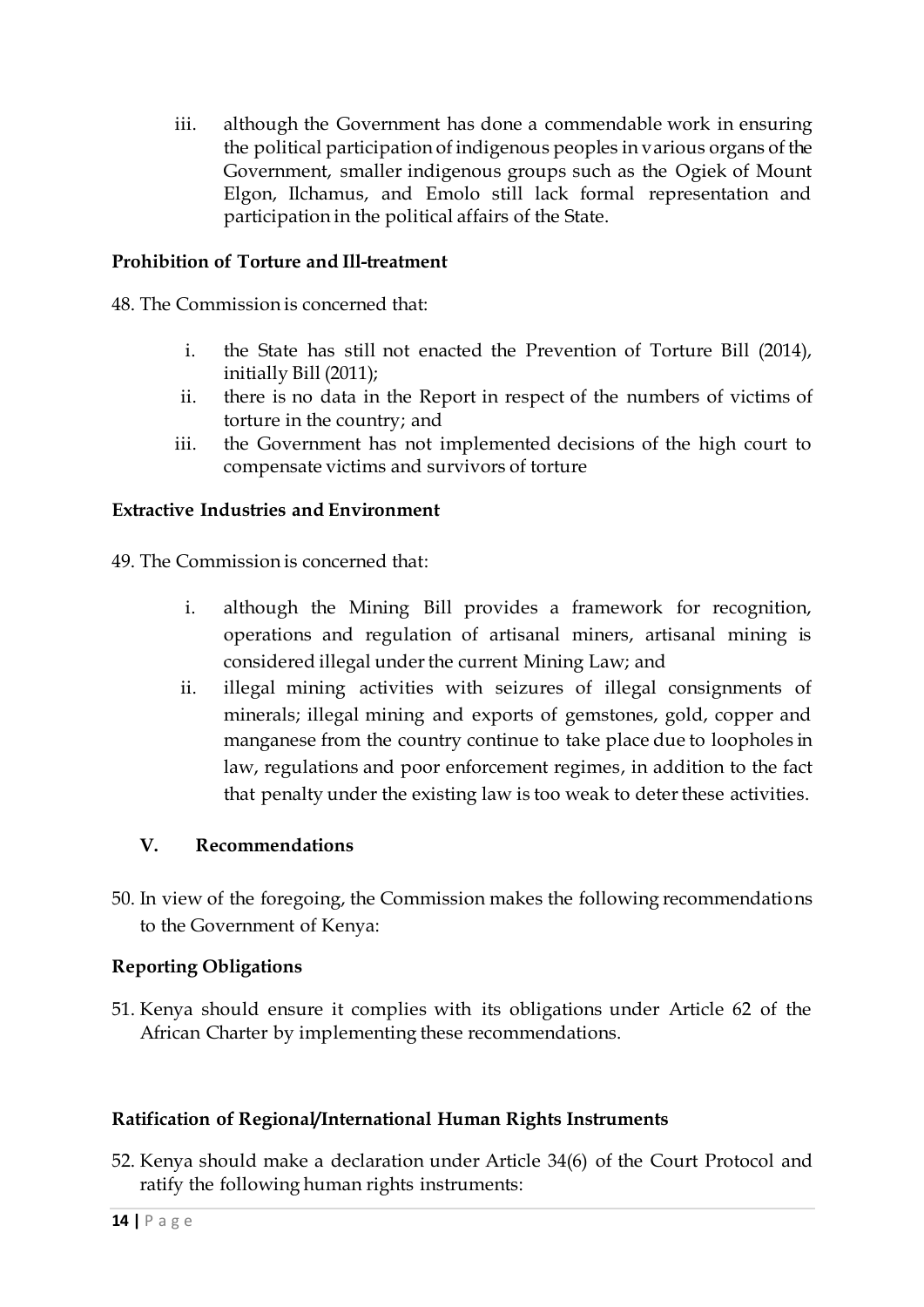iii. although the Government has done a commendable work in ensuring the political participation of indigenous peoples in various organs of the Government, smaller indigenous groups such as the Ogiek of Mount Elgon, Ilchamus, and Emolo still lack formal representation and participation in the political affairs of the State.

**Prohibition of Torture and Ill-treatment**

48. The Commission is concerned that:

   i. the State has still not enacted the Prevention of Torture Bill (2014), initially Bill (2011);
   ii. there is no data in the Report in respect of the numbers of victims of torture in the country; and
   iii. the Government has not implemented decisions of the high court to compensate victims and survivors of torture

**Extractive Industries and Environment**

49. The Commission is concerned that:

   i. although the Mining Bill provides a framework for recognition, operations and regulation of artisanal miners, artisanal mining is considered illegal under the current Mining Law; and
   ii. illegal mining activities with seizures of illegal consignments of minerals; illegal mining and exports of gemstones, gold, copper and manganese from the country continue to take place due to loopholes in law, regulations and poor enforcement regimes, in addition to the fact that penalty under the existing law is too weak to deter these activities.

## V. Recommendations

50. In view of the foregoing, the Commission makes the following recommendations to the Government of Kenya:

**Reporting Obligations**

51. Kenya should ensure it complies with its obligations under Article 62 of the African Charter by implementing these recommendations.

**Ratification of Regional/International Human Rights Instruments**

52. Kenya should make a declaration under Article 34(6) of the Court Protocol and ratify the following human rights instruments: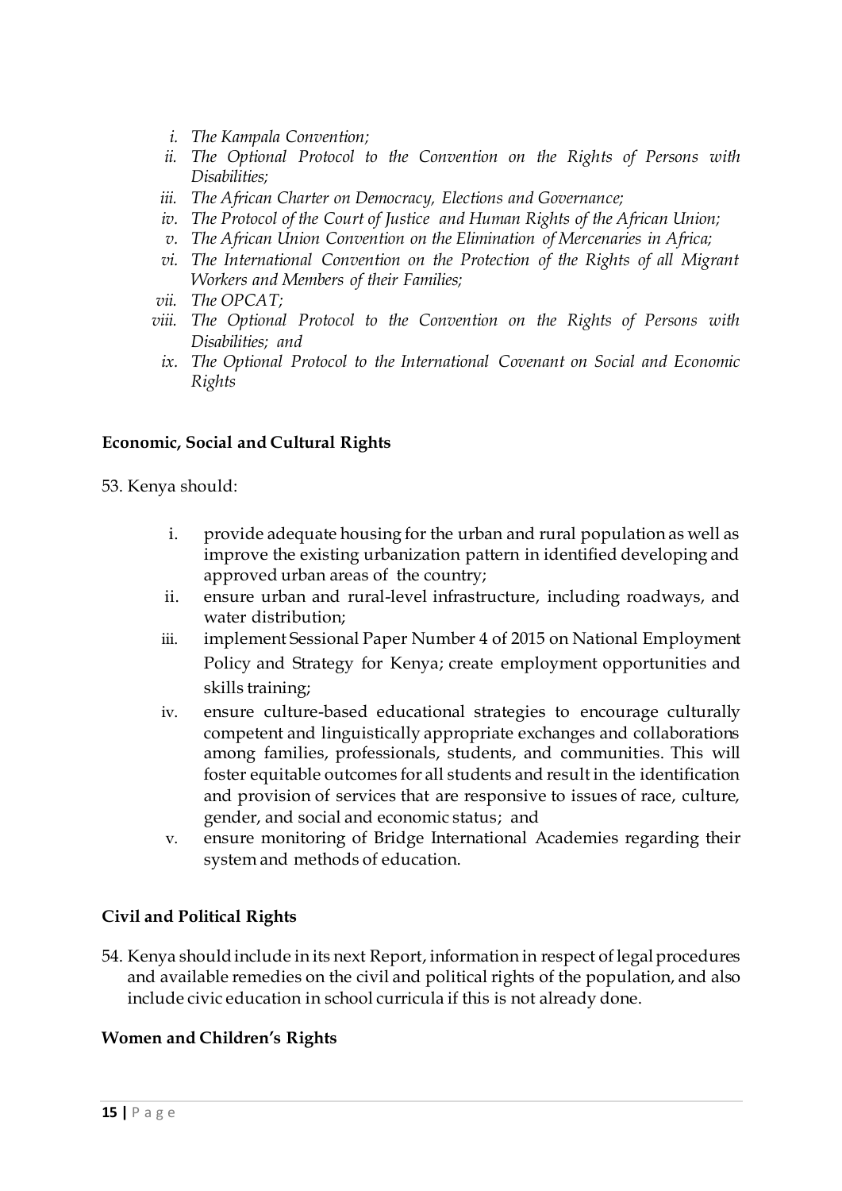*i. The Kampala Convention;*
*ii. The Optional Protocol to the Convention on the Rights of Persons with Disabilities;*
*iii. The African Charter on Democracy, Elections and Governance;*
*iv. The Protocol of the Court of Justice and Human Rights of the African Union;*
*v. The African Union Convention on the Elimination of Mercenaries in Africa;*
*vi. The International Convention on the Protection of the Rights of all Migrant Workers and Members of their Families;*
*vii. The OPCAT;*
*viii. The Optional Protocol to the Convention on the Rights of Persons with Disabilities; and*
*ix. The Optional Protocol to the International Covenant on Social and Economic Rights*

**Economic, Social and Cultural Rights**

53. Kenya should:

i. provide adequate housing for the urban and rural population as well as improve the existing urbanization pattern in identified developing and approved urban areas of the country;
ii. ensure urban and rural-level infrastructure, including roadways, and water distribution;
iii. implement Sessional Paper Number 4 of 2015 on National Employment Policy and Strategy for Kenya; create employment opportunities and skills training;
iv. ensure culture-based educational strategies to encourage culturally competent and linguistically appropriate exchanges and collaborations among families, professionals, students, and communities. This will foster equitable outcomes for all students and result in the identification and provision of services that are responsive to issues of race, culture, gender, and social and economic status; and
v. ensure monitoring of Bridge International Academies regarding their system and methods of education.

**Civil and Political Rights**

54. Kenya should include in its next Report, information in respect of legal procedures and available remedies on the civil and political rights of the population, and also include civic education in school curricula if this is not already done.

**Women and Children's Rights**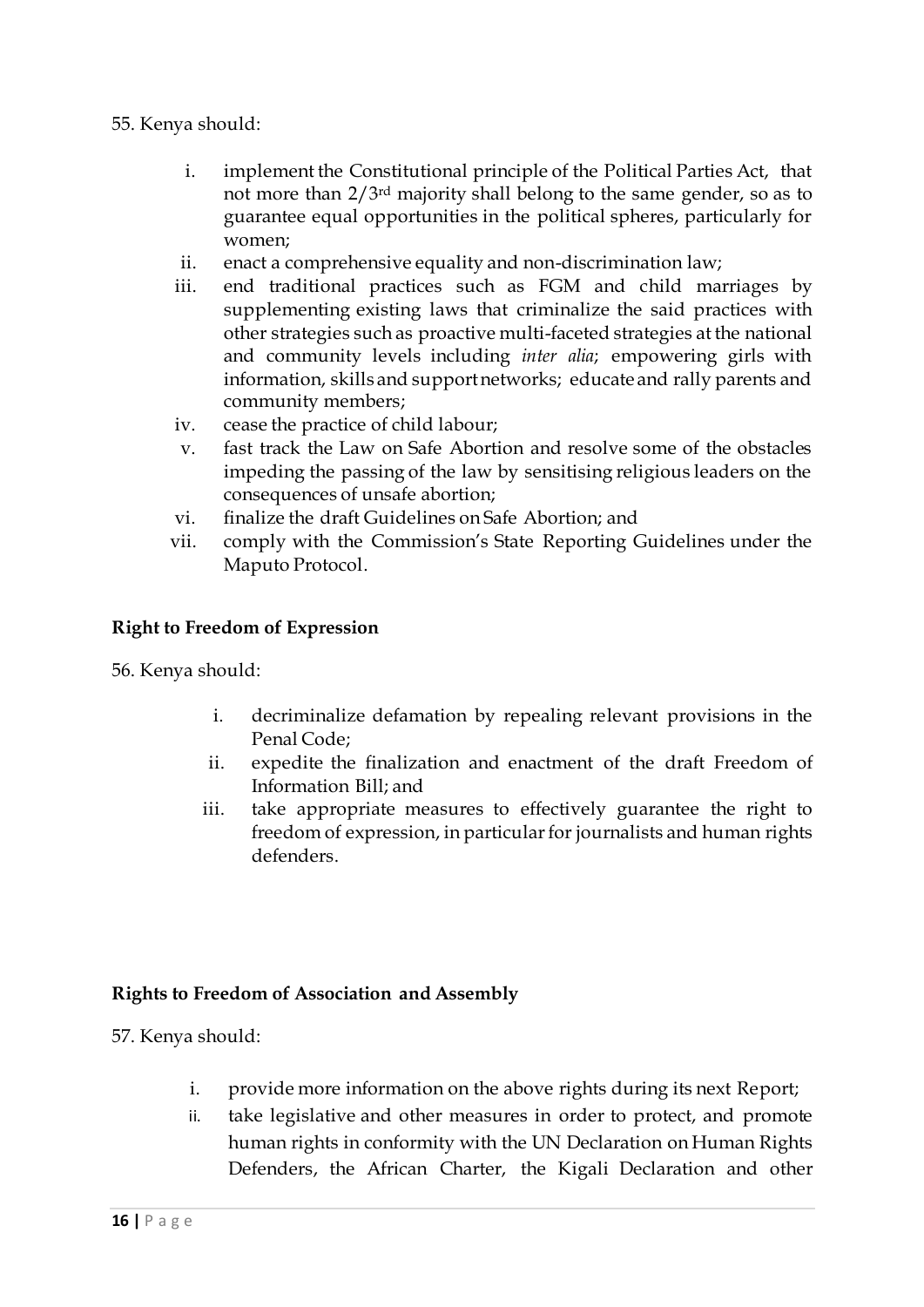55. Kenya should:

i. implement the Constitutional principle of the Political Parties Act, that not more than 2/3rd majority shall belong to the same gender, so as to guarantee equal opportunities in the political spheres, particularly for women;
ii. enact a comprehensive equality and non-discrimination law;
iii. end traditional practices such as FGM and child marriages by supplementing existing laws that criminalize the said practices with other strategies such as proactive multi-faceted strategies at the national and community levels including *inter alia*; empowering girls with information, skills and support networks; educate and rally parents and community members;
iv. cease the practice of child labour;
v. fast track the Law on Safe Abortion and resolve some of the obstacles impeding the passing of the law by sensitising religious leaders on the consequences of unsafe abortion;
vi. finalize the draft Guidelines on Safe Abortion; and
vii. comply with the Commission's State Reporting Guidelines under the Maputo Protocol.

**Right to Freedom of Expression**

56. Kenya should:

i. decriminalize defamation by repealing relevant provisions in the Penal Code;
ii. expedite the finalization and enactment of the draft Freedom of Information Bill; and
iii. take appropriate measures to effectively guarantee the right to freedom of expression, in particular for journalists and human rights defenders.

**Rights to Freedom of Association and Assembly**

57. Kenya should:

i. provide more information on the above rights during its next Report;
ii. take legislative and other measures in order to protect, and promote human rights in conformity with the UN Declaration on Human Rights Defenders, the African Charter, the Kigali Declaration and other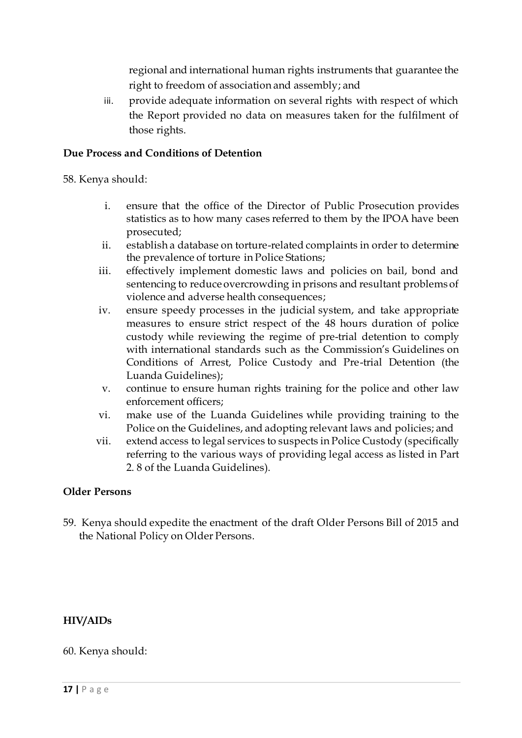regional and international human rights instruments that guarantee the right to freedom of association and assembly; and

iii. provide adequate information on several rights with respect of which the Report provided no data on measures taken for the fulfilment of those rights.

**Due Process and Conditions of Detention**

58. Kenya should:

i. ensure that the office of the Director of Public Prosecution provides statistics as to how many cases referred to them by the IPOA have been prosecuted;
ii. establish a database on torture-related complaints in order to determine the prevalence of torture in Police Stations;
iii. effectively implement domestic laws and policies on bail, bond and sentencing to reduce overcrowding in prisons and resultant problems of violence and adverse health consequences;
iv. ensure speedy processes in the judicial system, and take appropriate measures to ensure strict respect of the 48 hours duration of police custody while reviewing the regime of pre-trial detention to comply with international standards such as the Commission's Guidelines on Conditions of Arrest, Police Custody and Pre-trial Detention (the Luanda Guidelines);
v. continue to ensure human rights training for the police and other law enforcement officers;
vi. make use of the Luanda Guidelines while providing training to the Police on the Guidelines, and adopting relevant laws and policies; and
vii. extend access to legal services to suspects in Police Custody (specifically referring to the various ways of providing legal access as listed in Part 2. 8 of the Luanda Guidelines).

**Older Persons**

59. Kenya should expedite the enactment of the draft Older Persons Bill of 2015 and the National Policy on Older Persons.

**HIV/AIDs**

60. Kenya should: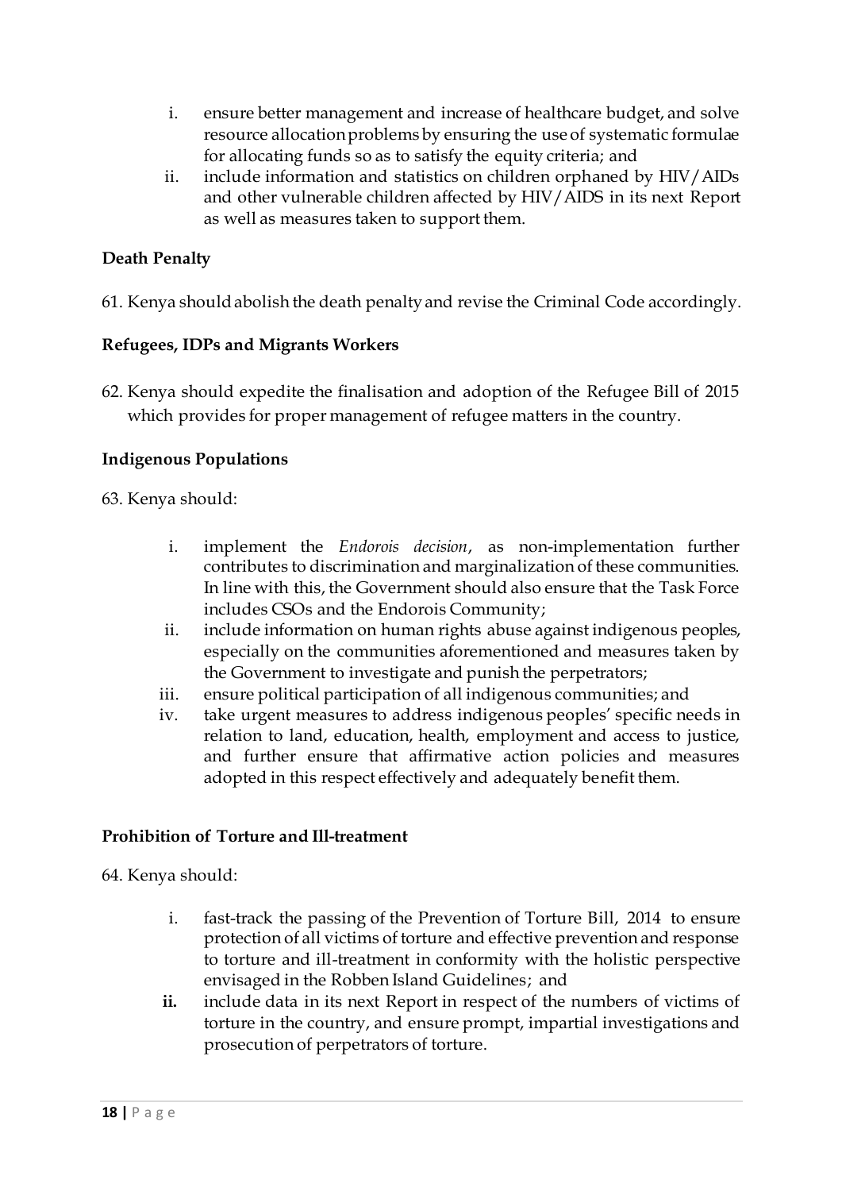i. ensure better management and increase of healthcare budget, and solve resource allocation problems by ensuring the use of systematic formulae for allocating funds so as to satisfy the equity criteria; and
ii. include information and statistics on children orphaned by HIV/AIDs and other vulnerable children affected by HIV/AIDS in its next Report as well as measures taken to support them.

**Death Penalty**

61. Kenya should abolish the death penalty and revise the Criminal Code accordingly.

**Refugees, IDPs and Migrants Workers**

62. Kenya should expedite the finalisation and adoption of the Refugee Bill of 2015 which provides for proper management of refugee matters in the country.

**Indigenous Populations**

63. Kenya should:

i. implement the *Endorois decision*, as non-implementation further contributes to discrimination and marginalization of these communities. In line with this, the Government should also ensure that the Task Force includes CSOs and the Endorois Community;
ii. include information on human rights abuse against indigenous peoples, especially on the communities aforementioned and measures taken by the Government to investigate and punish the perpetrators;
iii. ensure political participation of all indigenous communities; and
iv. take urgent measures to address indigenous peoples' specific needs in relation to land, education, health, employment and access to justice, and further ensure that affirmative action policies and measures adopted in this respect effectively and adequately benefit them.

**Prohibition of Torture and Ill-treatment**

64. Kenya should:

i. fast-track the passing of the Prevention of Torture Bill, 2014 to ensure protection of all victims of torture and effective prevention and response to torture and ill-treatment in conformity with the holistic perspective envisaged in the Robben Island Guidelines; and
**ii.** include data in its next Report in respect of the numbers of victims of torture in the country, and ensure prompt, impartial investigations and prosecution of perpetrators of torture.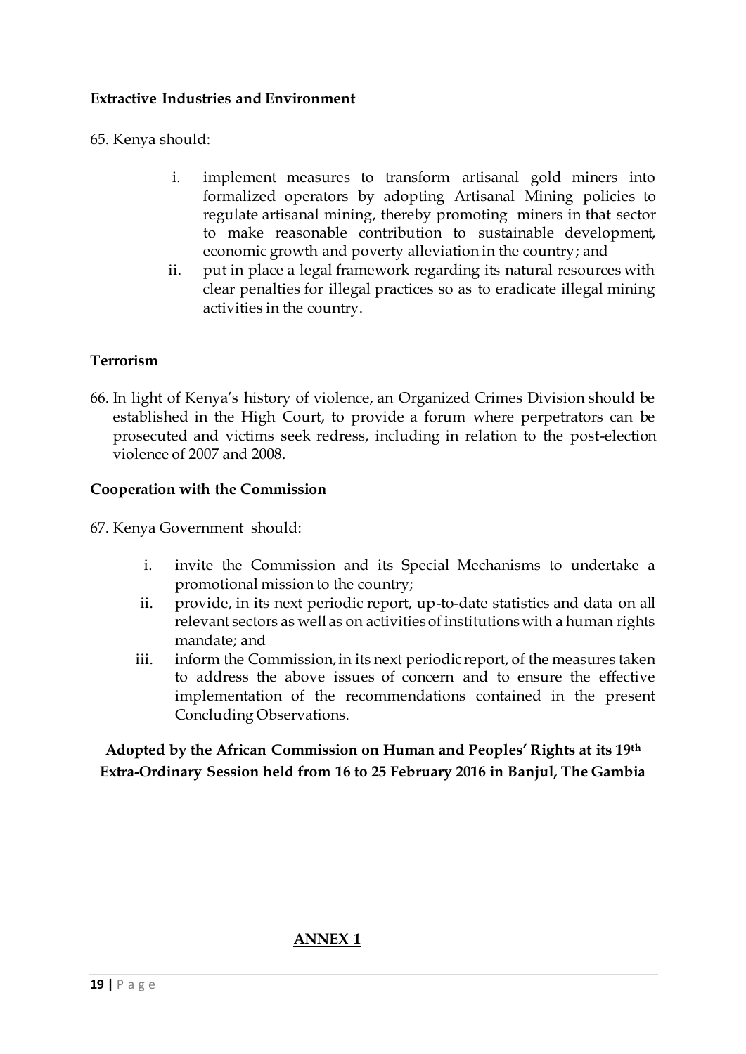**Extractive Industries and Environment**

65. Kenya should:

i. implement measures to transform artisanal gold miners into formalized operators by adopting Artisanal Mining policies to regulate artisanal mining, thereby promoting miners in that sector to make reasonable contribution to sustainable development, economic growth and poverty alleviation in the country; and
ii. put in place a legal framework regarding its natural resources with clear penalties for illegal practices so as to eradicate illegal mining activities in the country.

**Terrorism**

66. In light of Kenya's history of violence, an Organized Crimes Division should be established in the High Court, to provide a forum where perpetrators can be prosecuted and victims seek redress, including in relation to the post-election violence of 2007 and 2008.

**Cooperation with the Commission**

67. Kenya Government should:

i. invite the Commission and its Special Mechanisms to undertake a promotional mission to the country;
ii. provide, in its next periodic report, up-to-date statistics and data on all relevant sectors as well as on activities of institutions with a human rights mandate; and
iii. inform the Commission, in its next periodic report, of the measures taken to address the above issues of concern and to ensure the effective implementation of the recommendations contained in the present Concluding Observations.

**Adopted by the African Commission on Human and Peoples' Rights at its 19th Extra-Ordinary Session held from 16 to 25 February 2016 in Banjul, The Gambia**

**ANNEX 1**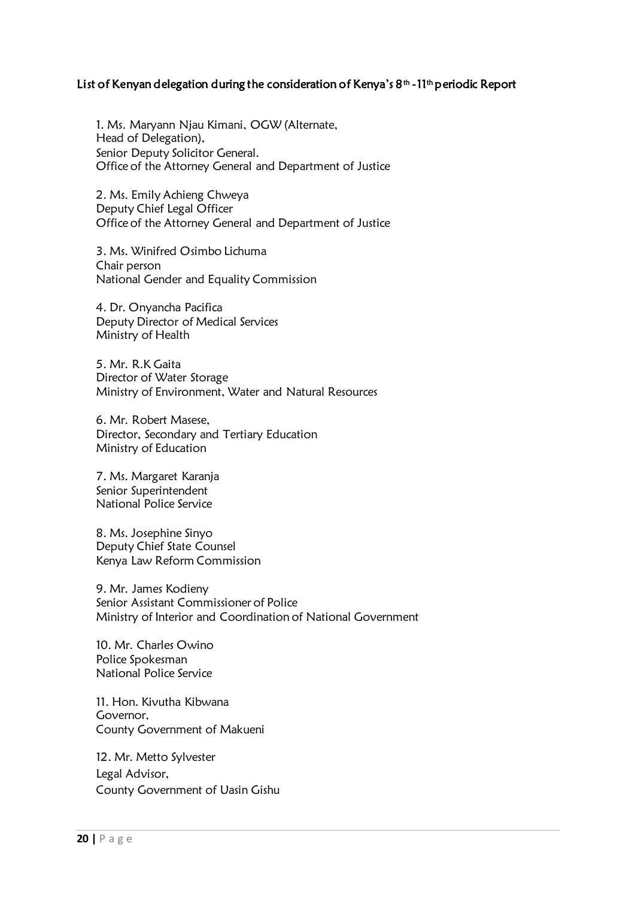## List of Kenyan delegation during the consideration of Kenya's 8th -11th periodic Report

1. Ms. Maryann Njau Kimani, OGW (Alternate, Head of Delegation),
Senior Deputy Solicitor General.
Office of the Attorney General and Department of Justice

2. Ms. Emily Achieng Chweya
Deputy Chief Legal Officer
Office of the Attorney General and Department of Justice

3. Ms. Winifred Osimbo Lichuma
Chair person
National Gender and Equality Commission

4. Dr. Onyancha Pacifica
Deputy Director of Medical Services
Ministry of Health

5. Mr. R.K Gaita
Director of Water Storage
Ministry of Environment, Water and Natural Resources

6. Mr. Robert Masese,
Director, Secondary and Tertiary Education
Ministry of Education

7. Ms. Margaret Karanja
Senior Superintendent
National Police Service

8. Ms. Josephine Sinyo
Deputy Chief State Counsel
Kenya Law Reform Commission

9. Mr. James Kodieny
Senior Assistant Commissioner of Police
Ministry of Interior and Coordination of National Government

10. Mr. Charles Owino
Police Spokesman
National Police Service

11. Hon. Kivutha Kibwana
Governor,
County Government of Makueni

12. Mr. Metto Sylvester
Legal Advisor,
County Government of Uasin Gishu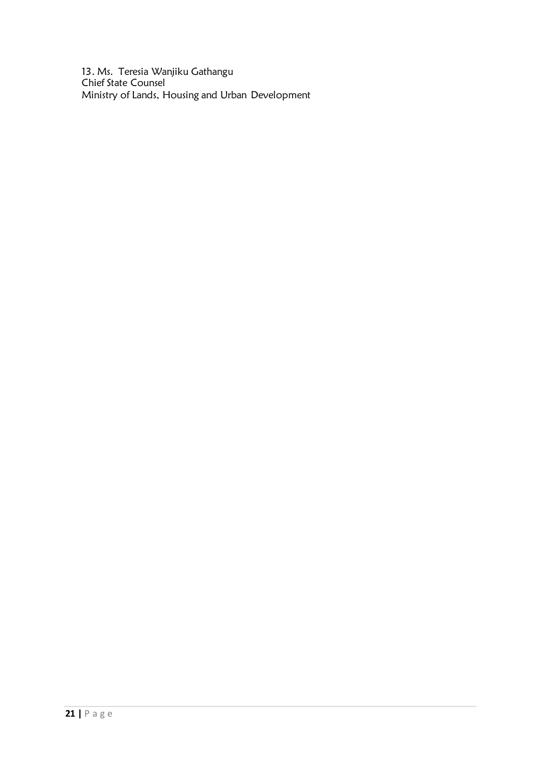13. Ms. Teresia Wanjiku Gathangu
Chief State Counsel
Ministry of Lands, Housing and Urban Development